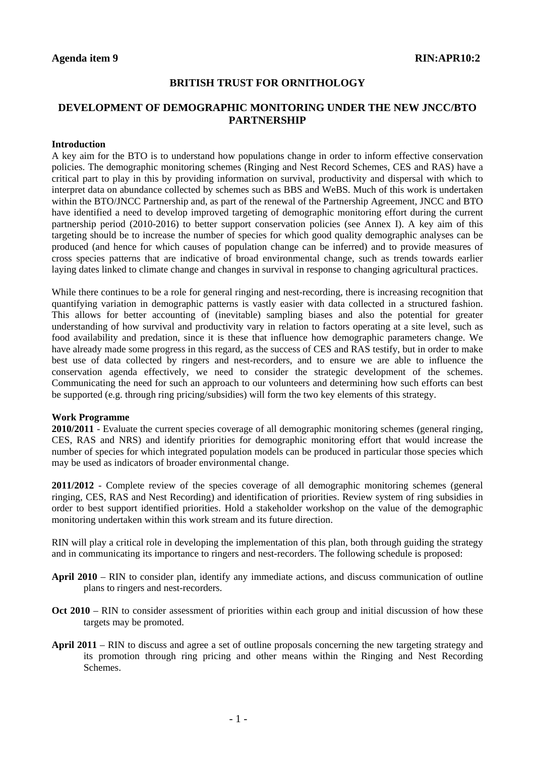**Agenda item 9** **RIN:APR10:2**

# BRITISH TRUST FOR ORNITHOLOGY

## DEVELOPMENT OF DEMOGRAPHIC MONITORING UNDER THE NEW JNCC/BTO PARTNERSHIP

### Introduction

A key aim for the BTO is to understand how populations change in order to inform effective conservation policies. The demographic monitoring schemes (Ringing and Nest Record Schemes, CES and RAS) have a critical part to play in this by providing information on survival, productivity and dispersal with which to interpret data on abundance collected by schemes such as BBS and WeBS. Much of this work is undertaken within the BTO/JNCC Partnership and, as part of the renewal of the Partnership Agreement, JNCC and BTO have identified a need to develop improved targeting of demographic monitoring effort during the current partnership period (2010-2016) to better support conservation policies (see Annex I). A key aim of this targeting should be to increase the number of species for which good quality demographic analyses can be produced (and hence for which causes of population change can be inferred) and to provide measures of cross species patterns that are indicative of broad environmental change, such as trends towards earlier laying dates linked to climate change and changes in survival in response to changing agricultural practices.

While there continues to be a role for general ringing and nest-recording, there is increasing recognition that quantifying variation in demographic patterns is vastly easier with data collected in a structured fashion. This allows for better accounting of (inevitable) sampling biases and also the potential for greater understanding of how survival and productivity vary in relation to factors operating at a site level, such as food availability and predation, since it is these that influence how demographic parameters change. We have already made some progress in this regard, as the success of CES and RAS testify, but in order to make best use of data collected by ringers and nest-recorders, and to ensure we are able to influence the conservation agenda effectively, we need to consider the strategic development of the schemes. Communicating the need for such an approach to our volunteers and determining how such efforts can best be supported (e.g. through ring pricing/subsidies) will form the two key elements of this strategy.

### Work Programme

**2010/2011** - Evaluate the current species coverage of all demographic monitoring schemes (general ringing, CES, RAS and NRS) and identify priorities for demographic monitoring effort that would increase the number of species for which integrated population models can be produced in particular those species which may be used as indicators of broader environmental change.

**2011/2012** - Complete review of the species coverage of all demographic monitoring schemes (general ringing, CES, RAS and Nest Recording) and identification of priorities. Review system of ring subsidies in order to best support identified priorities. Hold a stakeholder workshop on the value of the demographic monitoring undertaken within this work stream and its future direction.

RIN will play a critical role in developing the implementation of this plan, both through guiding the strategy and in communicating its importance to ringers and nest-recorders. The following schedule is proposed:

**April 2010** – RIN to consider plan, identify any immediate actions, and discuss communication of outline plans to ringers and nest-recorders.

**Oct 2010** – RIN to consider assessment of priorities within each group and initial discussion of how these targets may be promoted.

**April 2011** – RIN to discuss and agree a set of outline proposals concerning the new targeting strategy and its promotion through ring pricing and other means within the Ringing and Nest Recording Schemes.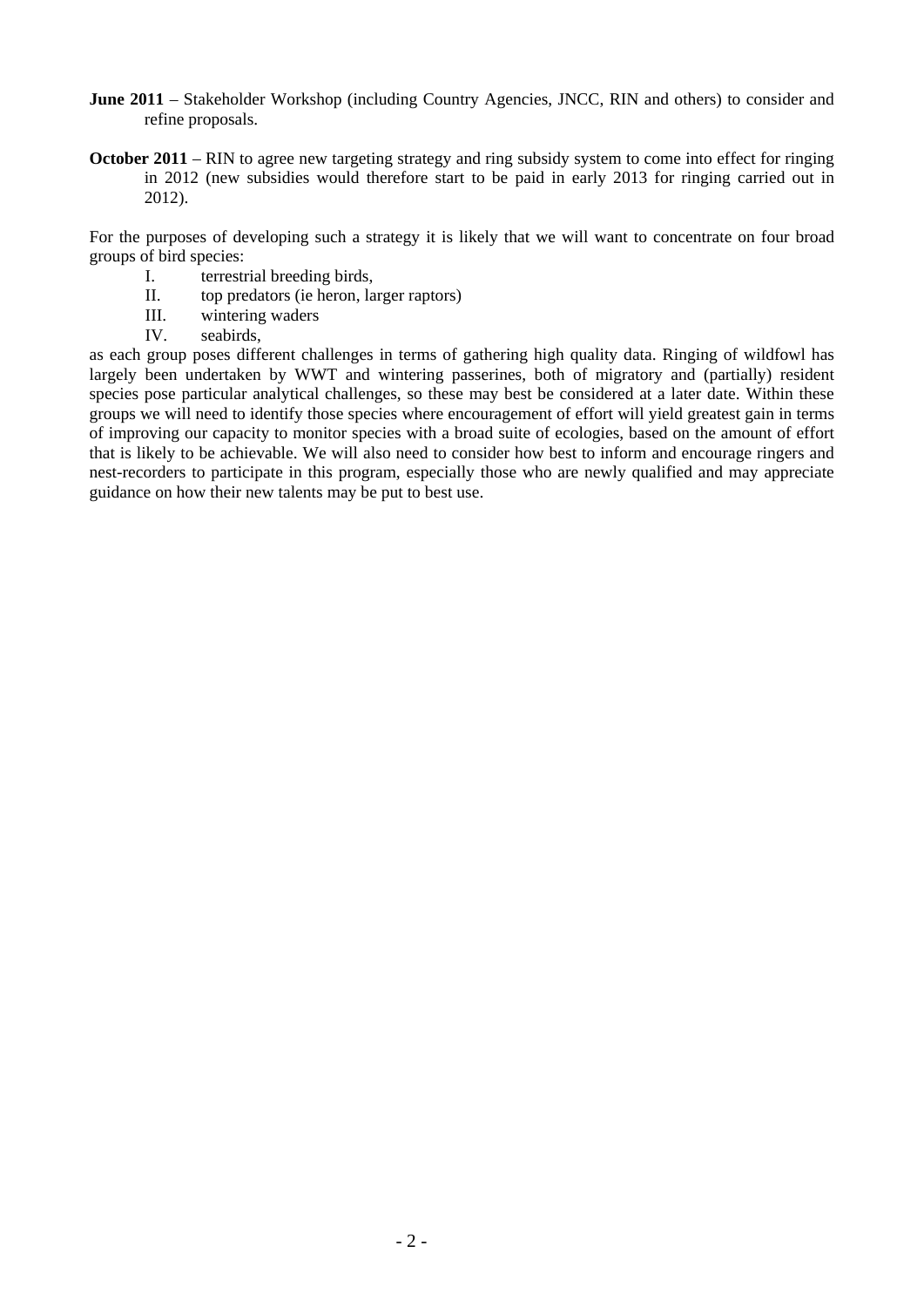**June 2011** – Stakeholder Workshop (including Country Agencies, JNCC, RIN and others) to consider and refine proposals.

**October 2011** – RIN to agree new targeting strategy and ring subsidy system to come into effect for ringing in 2012 (new subsidies would therefore start to be paid in early 2013 for ringing carried out in 2012).

For the purposes of developing such a strategy it is likely that we will want to concentrate on four broad groups of bird species:

I. terrestrial breeding birds,
II. top predators (ie heron, larger raptors)
III. wintering waders
IV. seabirds,

as each group poses different challenges in terms of gathering high quality data. Ringing of wildfowl has largely been undertaken by WWT and wintering passerines, both of migratory and (partially) resident species pose particular analytical challenges, so these may best be considered at a later date. Within these groups we will need to identify those species where encouragement of effort will yield greatest gain in terms of improving our capacity to monitor species with a broad suite of ecologies, based on the amount of effort that is likely to be achievable. We will also need to consider how best to inform and encourage ringers and nest-recorders to participate in this program, especially those who are newly qualified and may appreciate guidance on how their new talents may be put to best use.